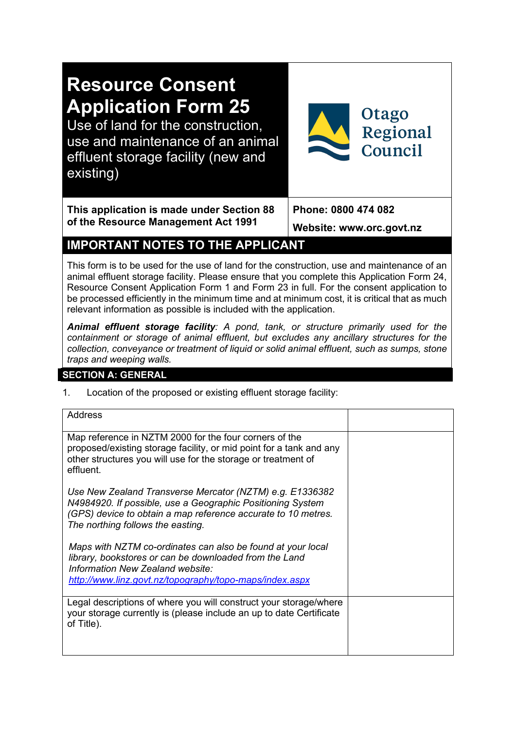# Resource Consent Application Form 25

Use of land for the construction, use and maintenance of an animal effluent storage facility (new and existing)

Otago Regional Council

**This application is made under Section 88 of the Resource Management Act 1991**

**Phone: 0800 474 082**

**Website: www.orc.govt.nz**

## IMPORTANT NOTES TO THE APPLICANT

This form is to be used for the use of land for the construction, use and maintenance of an animal effluent storage facility. Please ensure that you complete this Application Form 24, Resource Consent Application Form 1 and Form 23 in full. For the consent application to be processed efficiently in the minimum time and at minimum cost, it is critical that as much relevant information as possible is included with the application.

***Animal effluent storage facility****: A pond, tank, or structure primarily used for the containment or storage of animal effluent, but excludes any ancillary structures for the collection, conveyance or treatment of liquid or solid animal effluent, such as sumps, stone traps and weeping walls.*

## SECTION A: GENERAL

1. Location of the proposed or existing effluent storage facility:

| | |
|---|---|
| Address | |
| Map reference in NZTM 2000 for the four corners of the proposed/existing storage facility, or mid point for a tank and any other structures you will use for the storage or treatment of effluent.<br><br>*Use New Zealand Transverse Mercator (NZTM) e.g. E1336382 N4984920. If possible, use a Geographic Positioning System (GPS) device to obtain a map reference accurate to 10 metres. The northing follows the easting.*<br><br>*Maps with NZTM co-ordinates can also be found at your local library, bookstores or can be downloaded from the Land Information New Zealand website: http://www.linz.govt.nz/topography/topo-maps/index.aspx* | |
| Legal descriptions of where you will construct your storage/where your storage currently is (please include an up to date Certificate of Title). | |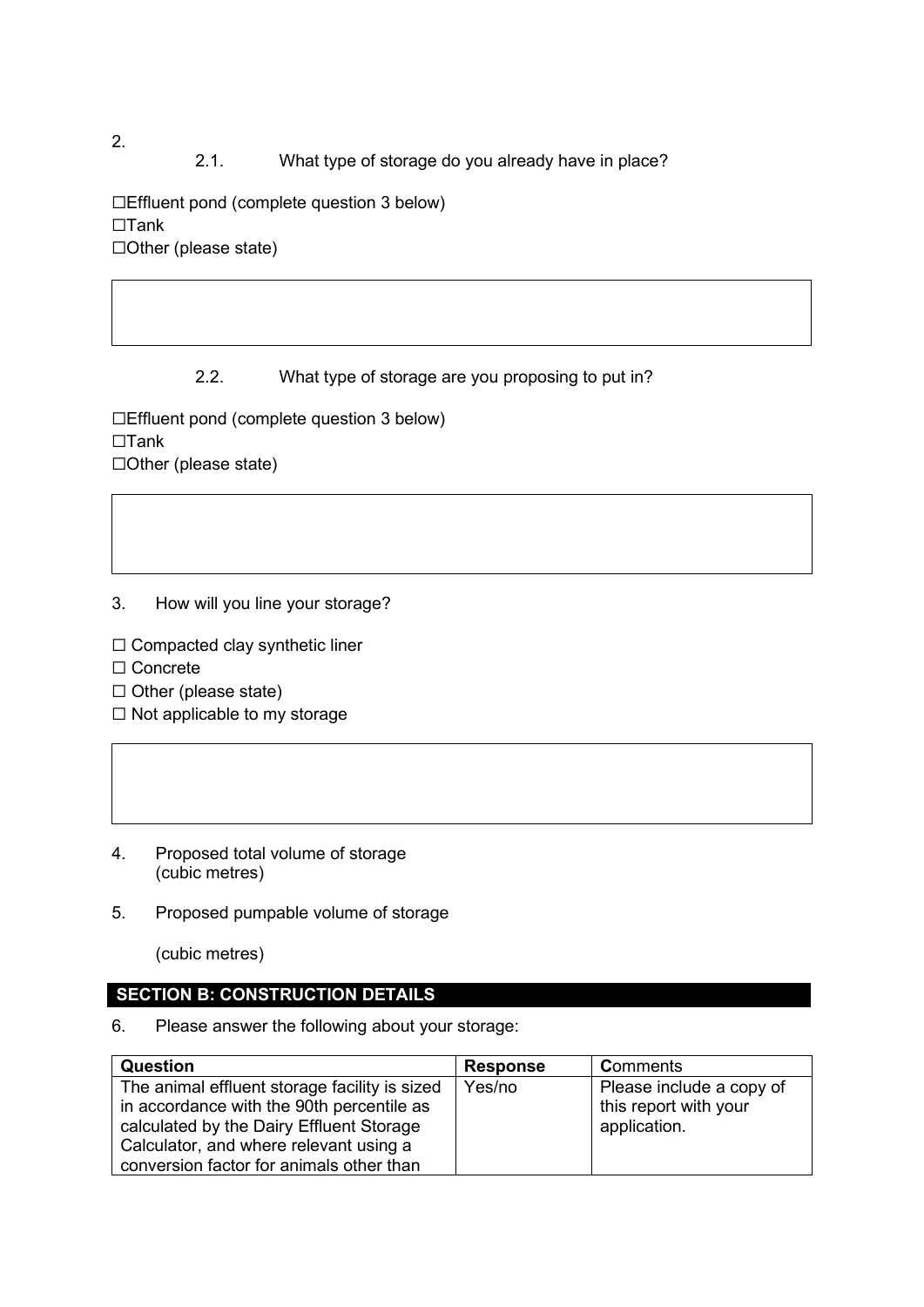2.

2.1. What type of storage do you already have in place?

☐Effluent pond (complete question 3 below)
☐Tank
☐Other (please state)

2.2. What type of storage are you proposing to put in?

☐Effluent pond (complete question 3 below)
☐Tank
☐Other (please state)

3. How will you line your storage?

☐ Compacted clay synthetic liner
☐ Concrete
☐ Other (please state)
☐ Not applicable to my storage

4. Proposed total volume of storage (cubic metres)

5. Proposed pumpable volume of storage

(cubic metres)

## SECTION B: CONSTRUCTION DETAILS

6. Please answer the following about your storage:

| Question | Response | Comments |
| --- | --- | --- |
| The animal effluent storage facility is sized in accordance with the 90th percentile as calculated by the Dairy Effluent Storage Calculator, and where relevant using a conversion factor for animals other than | Yes/no | Please include a copy of this report with your application. |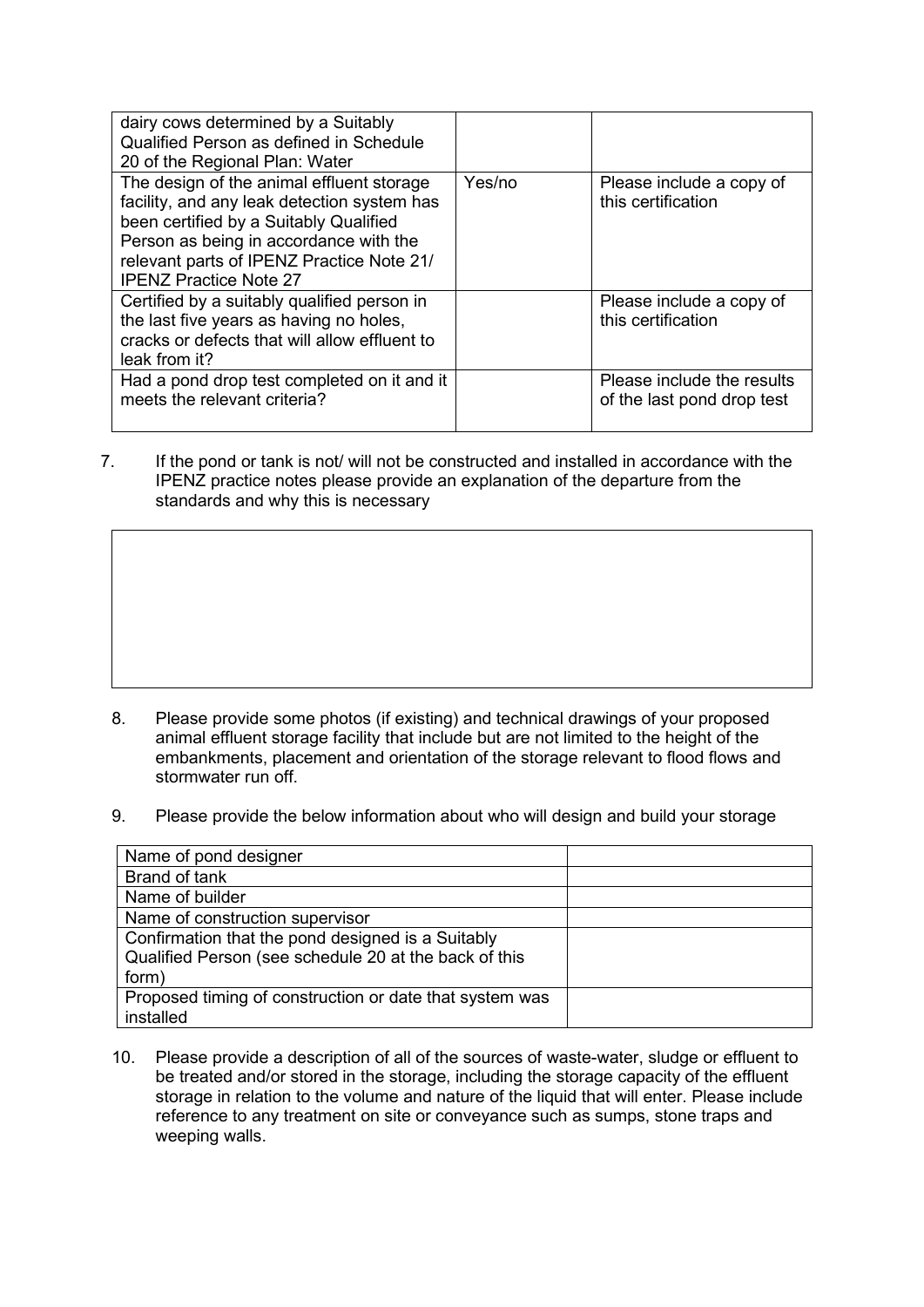| | | |
|---|---|---|
| dairy cows determined by a Suitably Qualified Person as defined in Schedule 20 of the Regional Plan: Water | | |
| The design of the animal effluent storage facility, and any leak detection system has been certified by a Suitably Qualified Person as being in accordance with the relevant parts of IPENZ Practice Note 21/ IPENZ Practice Note 27 | Yes/no | Please include a copy of this certification |
| Certified by a suitably qualified person in the last five years as having no holes, cracks or defects that will allow effluent to leak from it? | | Please include a copy of this certification |
| Had a pond drop test completed on it and it meets the relevant criteria? | | Please include the results of the last pond drop test |

7. If the pond or tank is not/ will not be constructed and installed in accordance with the IPENZ practice notes please provide an explanation of the departure from the standards and why this is necessary

| |
|---|
| |

8. Please provide some photos (if existing) and technical drawings of your proposed animal effluent storage facility that include but are not limited to the height of the embankments, placement and orientation of the storage relevant to flood flows and stormwater run off.

9. Please provide the below information about who will design and build your storage

| | |
|---|---|
| Name of pond designer | |
| Brand of tank | |
| Name of builder | |
| Name of construction supervisor | |
| Confirmation that the pond designed is a Suitably Qualified Person (see schedule 20 at the back of this form) | |
| Proposed timing of construction or date that system was installed | |

10. Please provide a description of all of the sources of waste-water, sludge or effluent to be treated and/or stored in the storage, including the storage capacity of the effluent storage in relation to the volume and nature of the liquid that will enter. Please include reference to any treatment on site or conveyance such as sumps, stone traps and weeping walls.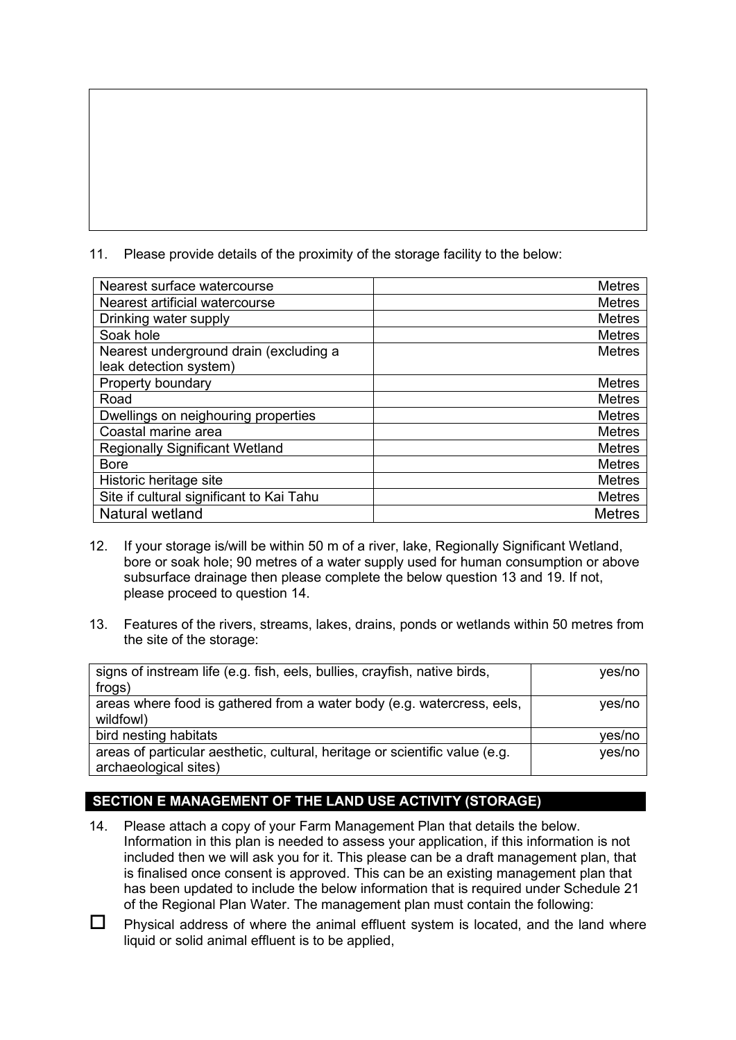11. Please provide details of the proximity of the storage facility to the below:

| | |
|---|---|
| Nearest surface watercourse | Metres |
| Nearest artificial watercourse | Metres |
| Drinking water supply | Metres |
| Soak hole | Metres |
| Nearest underground drain (excluding a leak detection system) | Metres |
| Property boundary | Metres |
| Road | Metres |
| Dwellings on neighouring properties | Metres |
| Coastal marine area | Metres |
| Regionally Significant Wetland | Metres |
| Bore | Metres |
| Historic heritage site | Metres |
| Site if cultural significant to Kai Tahu | Metres |
| Natural wetland | Metres |

12. If your storage is/will be within 50 m of a river, lake, Regionally Significant Wetland, bore or soak hole; 90 metres of a water supply used for human consumption or above subsurface drainage then please complete the below question 13 and 19. If not, please proceed to question 14.

13. Features of the rivers, streams, lakes, drains, ponds or wetlands within 50 metres from the site of the storage:

| | |
|---|---|
| signs of instream life (e.g. fish, eels, bullies, crayfish, native birds, frogs) | yes/no |
| areas where food is gathered from a water body (e.g. watercress, eels, wildfowl) | yes/no |
| bird nesting habitats | yes/no |
| areas of particular aesthetic, cultural, heritage or scientific value (e.g. archaeological sites) | yes/no |

## SECTION E MANAGEMENT OF THE LAND USE ACTIVITY (STORAGE)

14. Please attach a copy of your Farm Management Plan that details the below. Information in this plan is needed to assess your application, if this information is not included then we will ask you for it. This please can be a draft management plan, that is finalised once consent is approved. This can be an existing management plan that has been updated to include the below information that is required under Schedule 21 of the Regional Plan Water. The management plan must contain the following:

- ☐ Physical address of where the animal effluent system is located, and the land where liquid or solid animal effluent is to be applied,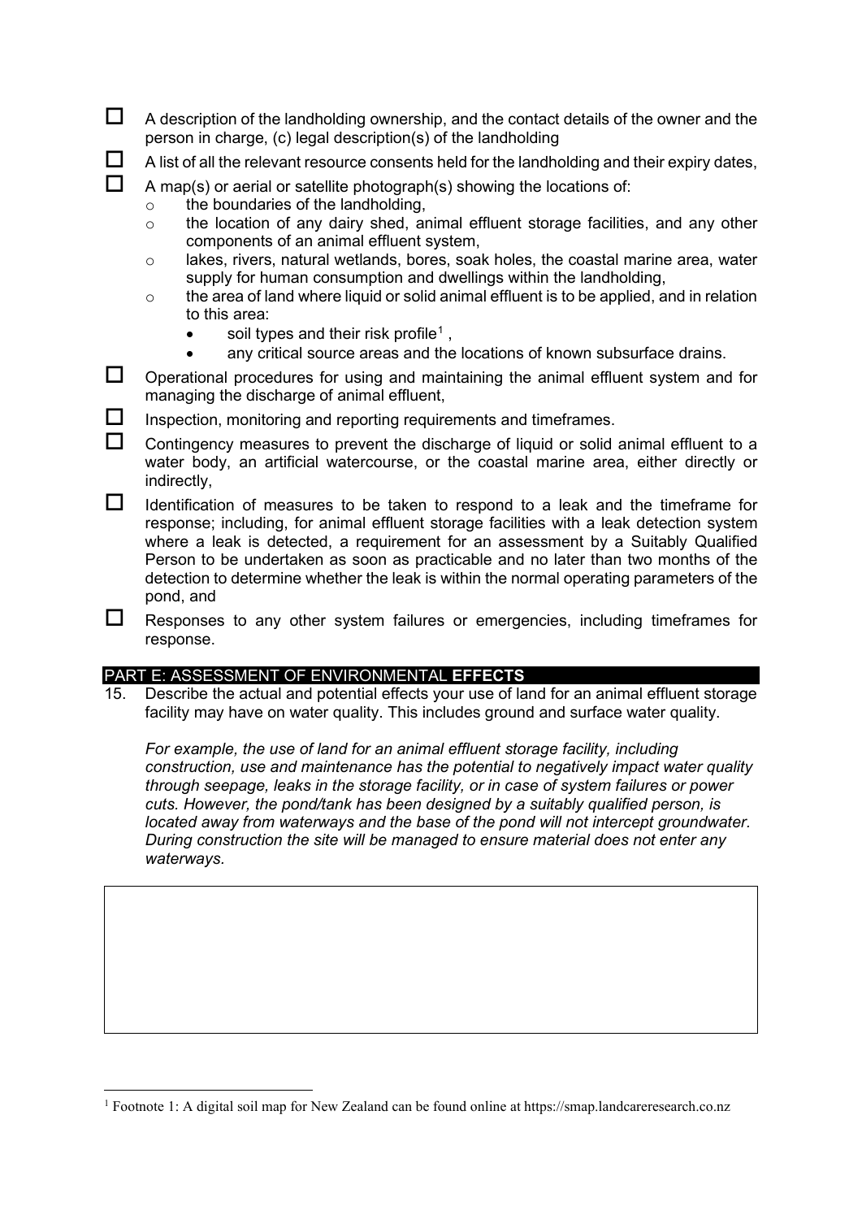- ☐ A description of the landholding ownership, and the contact details of the owner and the person in charge, (c) legal description(s) of the landholding
- ☐ A list of all the relevant resource consents held for the landholding and their expiry dates,
- ☐ A map(s) or aerial or satellite photograph(s) showing the locations of:
  - the boundaries of the landholding,
  - the location of any dairy shed, animal effluent storage facilities, and any other components of an animal effluent system,
  - lakes, rivers, natural wetlands, bores, soak holes, the coastal marine area, water supply for human consumption and dwellings within the landholding,
  - the area of land where liquid or solid animal effluent is to be applied, and in relation to this area:
    - soil types and their risk profile[1] ,
    - any critical source areas and the locations of known subsurface drains.
- ☐ Operational procedures for using and maintaining the animal effluent system and for managing the discharge of animal effluent,
- ☐ Inspection, monitoring and reporting requirements and timeframes.
- ☐ Contingency measures to prevent the discharge of liquid or solid animal effluent to a water body, an artificial watercourse, or the coastal marine area, either directly or indirectly,
- ☐ Identification of measures to be taken to respond to a leak and the timeframe for response; including, for animal effluent storage facilities with a leak detection system where a leak is detected, a requirement for an assessment by a Suitably Qualified Person to be undertaken as soon as practicable and no later than two months of the detection to determine whether the leak is within the normal operating parameters of the pond, and
- ☐ Responses to any other system failures or emergencies, including timeframes for response.

## PART E: ASSESSMENT OF ENVIRONMENTAL **EFFECTS**

15. Describe the actual and potential effects your use of land for an animal effluent storage facility may have on water quality. This includes ground and surface water quality.

    *For example, the use of land for an animal effluent storage facility, including construction, use and maintenance has the potential to negatively impact water quality through seepage, leaks in the storage facility, or in case of system failures or power cuts. However, the pond/tank has been designed by a suitably qualified person, is located away from waterways and the base of the pond will not intercept groundwater. During construction the site will be managed to ensure material does not enter any waterways.*

| |
|---|
| |

[1] Footnote 1: A digital soil map for New Zealand can be found online at https://smap.landcareresearch.co.nz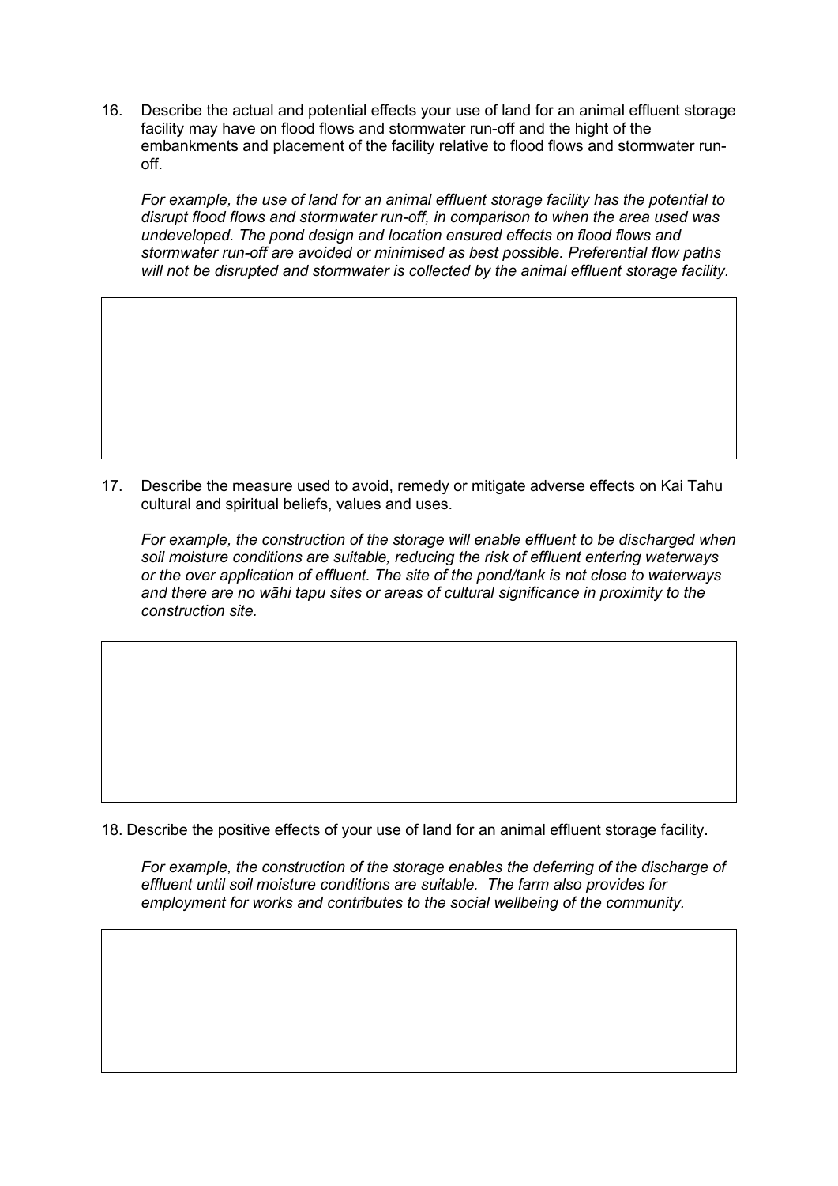16. Describe the actual and potential effects your use of land for an animal effluent storage facility may have on flood flows and stormwater run-off and the hight of the embankments and placement of the facility relative to flood flows and stormwater run-off.

    *For example, the use of land for an animal effluent storage facility has the potential to disrupt flood flows and stormwater run-off, in comparison to when the area used was undeveloped. The pond design and location ensured effects on flood flows and stormwater run-off are avoided or minimised as best possible. Preferential flow paths will not be disrupted and stormwater is collected by the animal effluent storage facility.*

17. Describe the measure used to avoid, remedy or mitigate adverse effects on Kai Tahu cultural and spiritual beliefs, values and uses.

    *For example, the construction of the storage will enable effluent to be discharged when soil moisture conditions are suitable, reducing the risk of effluent entering waterways or the over application of effluent. The site of the pond/tank is not close to waterways and there are no wāhi tapu sites or areas of cultural significance in proximity to the construction site.*

18. Describe the positive effects of your use of land for an animal effluent storage facility.

    *For example, the construction of the storage enables the deferring of the discharge of effluent until soil moisture conditions are suitable. The farm also provides for employment for works and contributes to the social wellbeing of the community.*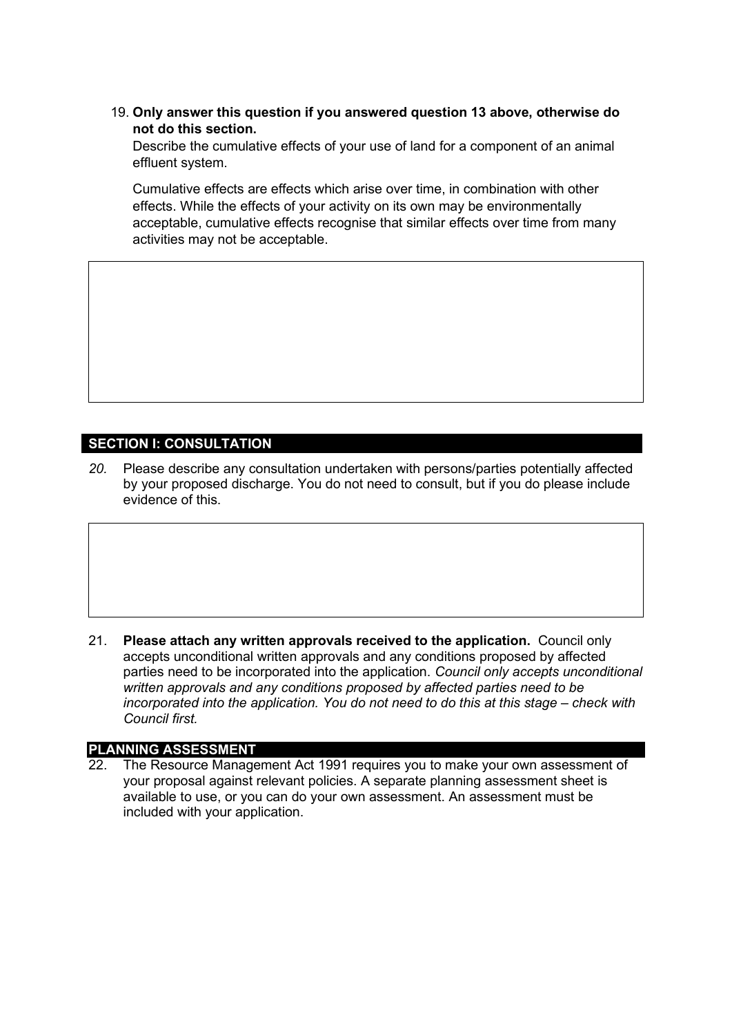19. **Only answer this question if you answered question 13 above, otherwise do not do this section.**
    Describe the cumulative effects of your use of land for a component of an animal effluent system.

    Cumulative effects are effects which arise over time, in combination with other effects. While the effects of your activity on its own may be environmentally acceptable, cumulative effects recognise that similar effects over time from many activities may not be acceptable.

## SECTION I: CONSULTATION

*20.* Please describe any consultation undertaken with persons/parties potentially affected by your proposed discharge. You do not need to consult, but if you do please include evidence of this.

21. **Please attach any written approvals received to the application.** Council only accepts unconditional written approvals and any conditions proposed by affected parties need to be incorporated into the application. *Council only accepts unconditional written approvals and any conditions proposed by affected parties need to be incorporated into the application. You do not need to do this at this stage – check with Council first.*

## PLANNING ASSESSMENT

22. The Resource Management Act 1991 requires you to make your own assessment of your proposal against relevant policies. A separate planning assessment sheet is available to use, or you can do your own assessment. An assessment must be included with your application.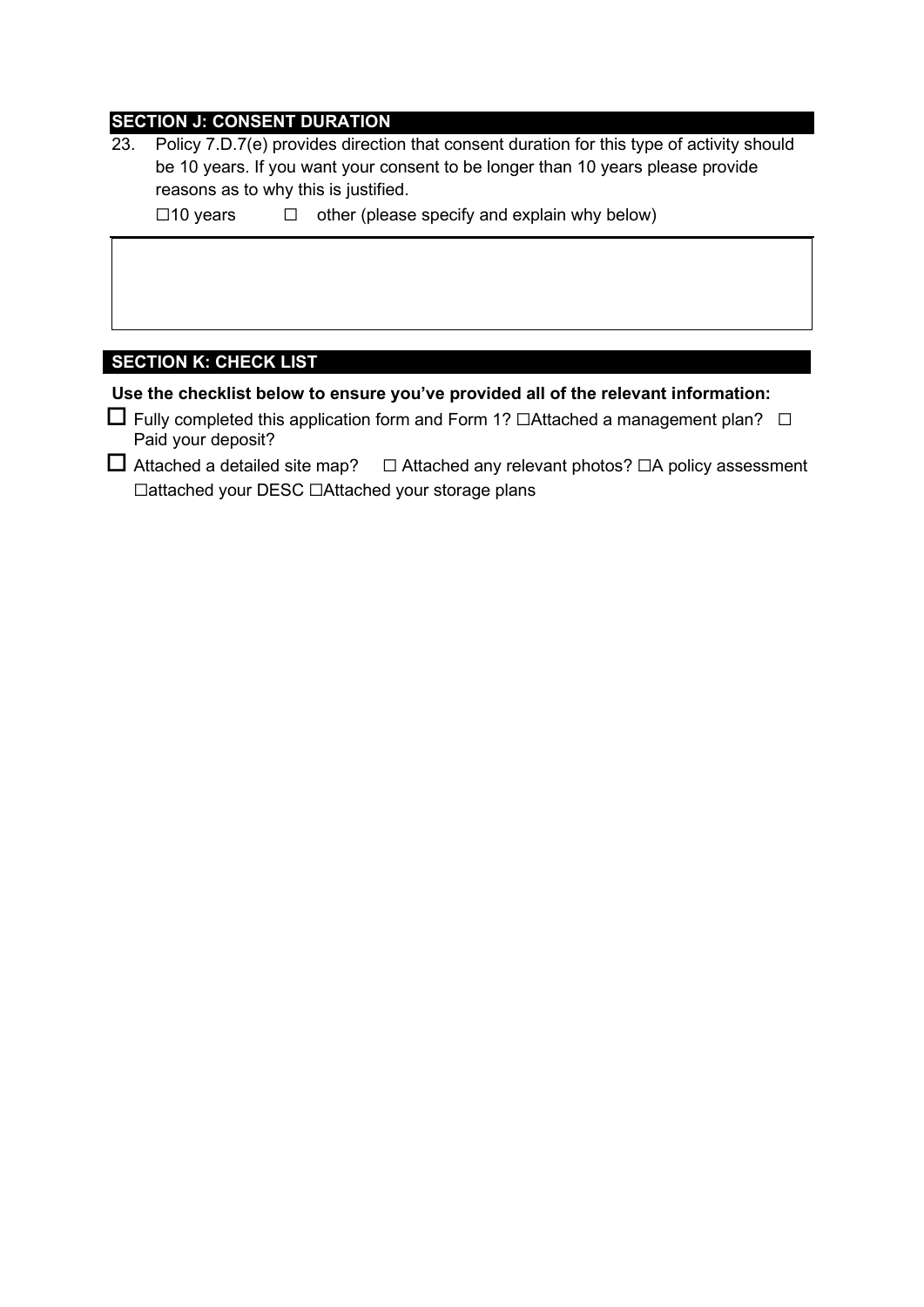## SECTION J: CONSENT DURATION

23. Policy 7.D.7(e) provides direction that consent duration for this type of activity should be 10 years. If you want your consent to be longer than 10 years please provide reasons as to why this is justified.

☐10 years ☐ other (please specify and explain why below)

## SECTION K: CHECK LIST

**Use the checklist below to ensure you've provided all of the relevant information:**

☐ Fully completed this application form and Form 1? ☐Attached a management plan? ☐ Paid your deposit?

☐ Attached a detailed site map? ☐ Attached any relevant photos? ☐A policy assessment ☐attached your DESC ☐Attached your storage plans